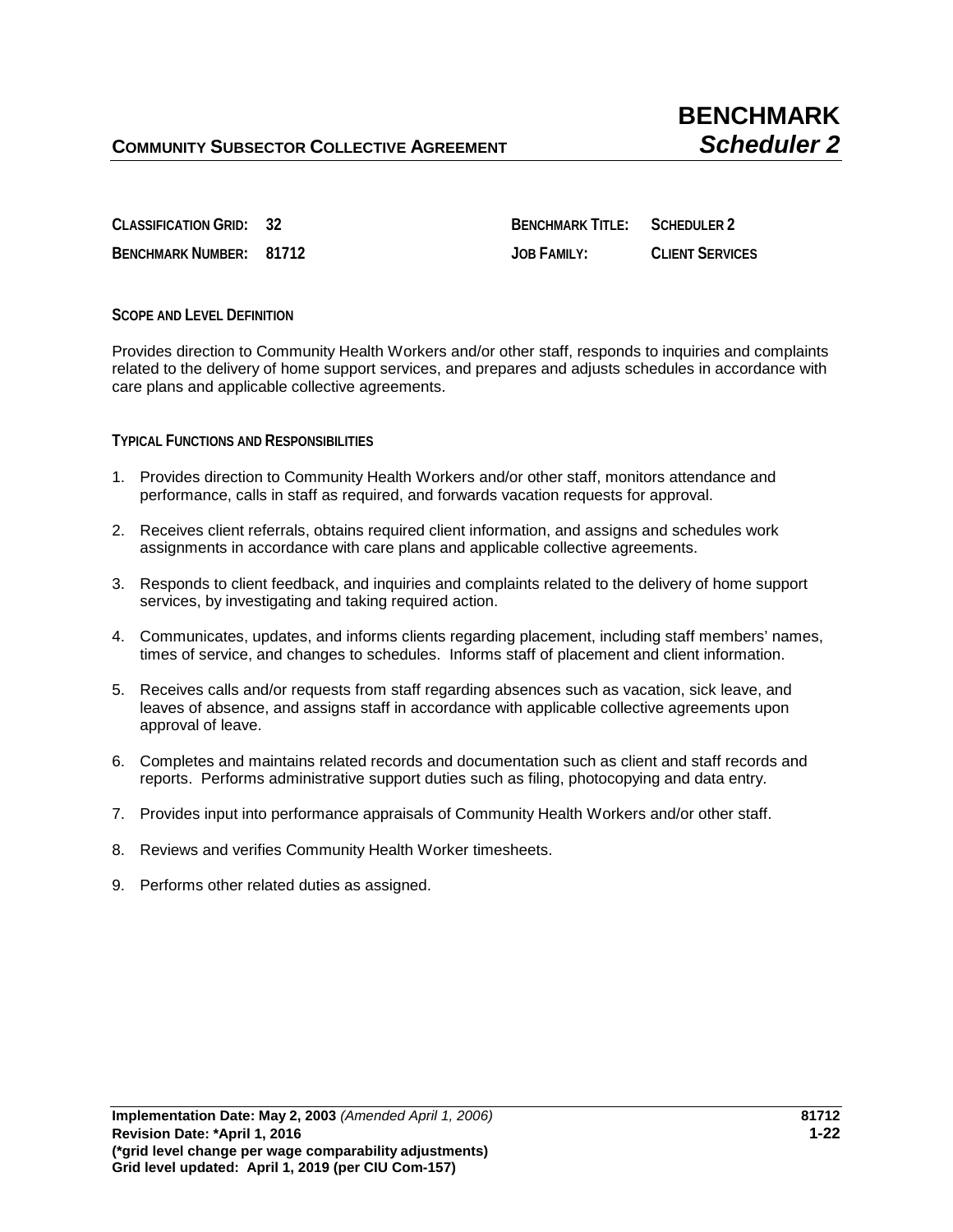**COMMUNITY SUBSECTOR COLLECTIVE AGREEMENT**

# BENCHMARK *Scheduler 2*

| | | | |
|---|---|---|---|
| **CLASSIFICATION GRID:** | **32** | **BENCHMARK TITLE:** | **SCHEDULER 2** |
| **BENCHMARK NUMBER:** | **81712** | **JOB FAMILY:** | **CLIENT SERVICES** |

## SCOPE AND LEVEL DEFINITION

Provides direction to Community Health Workers and/or other staff, responds to inquiries and complaints related to the delivery of home support services, and prepares and adjusts schedules in accordance with care plans and applicable collective agreements.

## TYPICAL FUNCTIONS AND RESPONSIBILITIES

1. Provides direction to Community Health Workers and/or other staff, monitors attendance and performance, calls in staff as required, and forwards vacation requests for approval.
2. Receives client referrals, obtains required client information, and assigns and schedules work assignments in accordance with care plans and applicable collective agreements.
3. Responds to client feedback, and inquiries and complaints related to the delivery of home support services, by investigating and taking required action.
4. Communicates, updates, and informs clients regarding placement, including staff members' names, times of service, and changes to schedules. Informs staff of placement and client information.
5. Receives calls and/or requests from staff regarding absences such as vacation, sick leave, and leaves of absence, and assigns staff in accordance with applicable collective agreements upon approval of leave.
6. Completes and maintains related records and documentation such as client and staff records and reports. Performs administrative support duties such as filing, photocopying and data entry.
7. Provides input into performance appraisals of Community Health Workers and/or other staff.
8. Reviews and verifies Community Health Worker timesheets.
9. Performs other related duties as assigned.

**Implementation Date: May 2, 2003** *(Amended April 1, 2006)* **81712**
**Revision Date: *April 1, 2016** **1-22**
**(*grid level change per wage comparability adjustments)**
**Grid level updated: April 1, 2019 (per CIU Com-157)**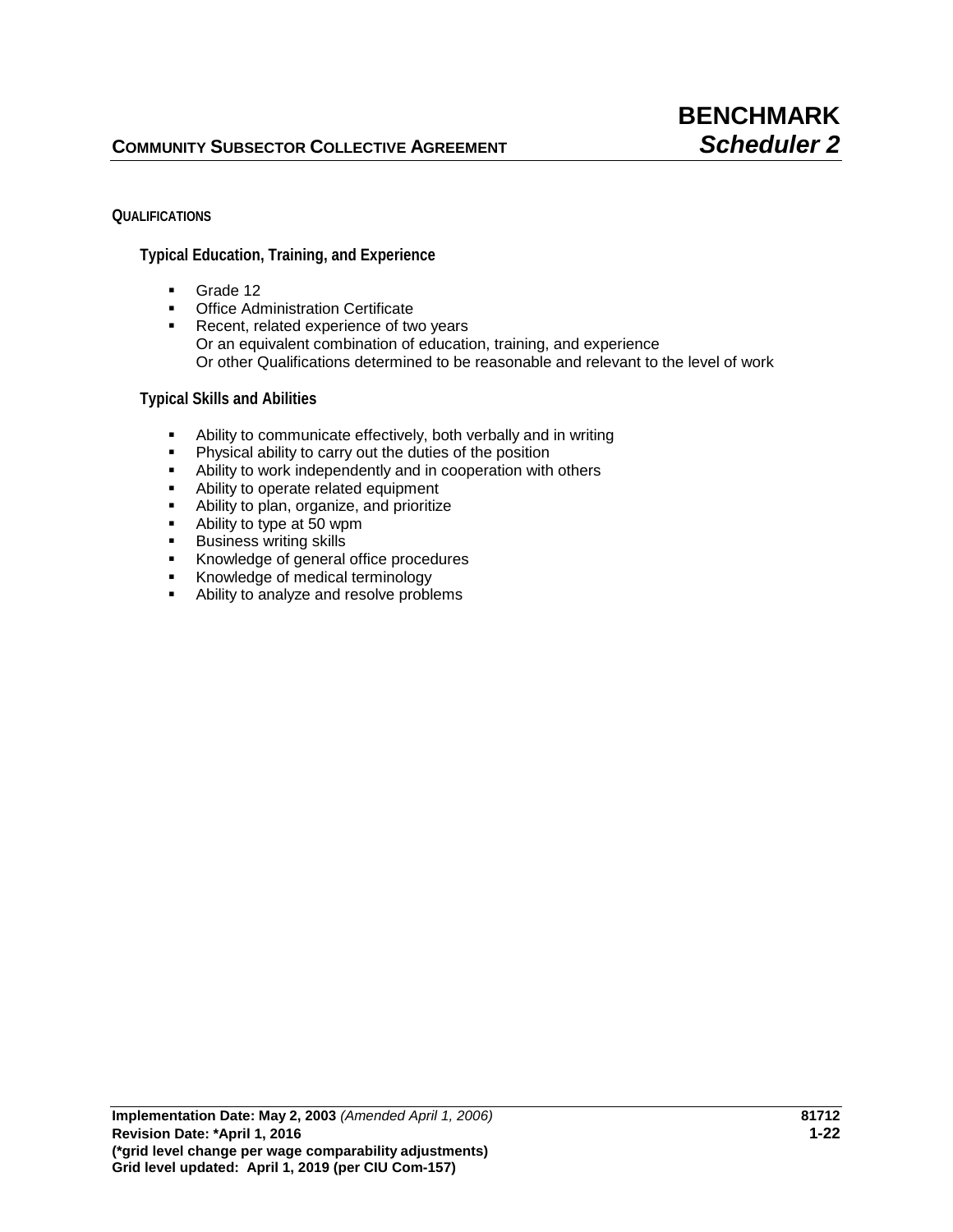## QUALIFICATIONS

### Typical Education, Training, and Experience

- Grade 12
- Office Administration Certificate
- Recent, related experience of two years
  Or an equivalent combination of education, training, and experience
  Or other Qualifications determined to be reasonable and relevant to the level of work

### Typical Skills and Abilities

- Ability to communicate effectively, both verbally and in writing
- Physical ability to carry out the duties of the position
- Ability to work independently and in cooperation with others
- Ability to operate related equipment
- Ability to plan, organize, and prioritize
- Ability to type at 50 wpm
- Business writing skills
- Knowledge of general office procedures
- Knowledge of medical terminology
- Ability to analyze and resolve problems